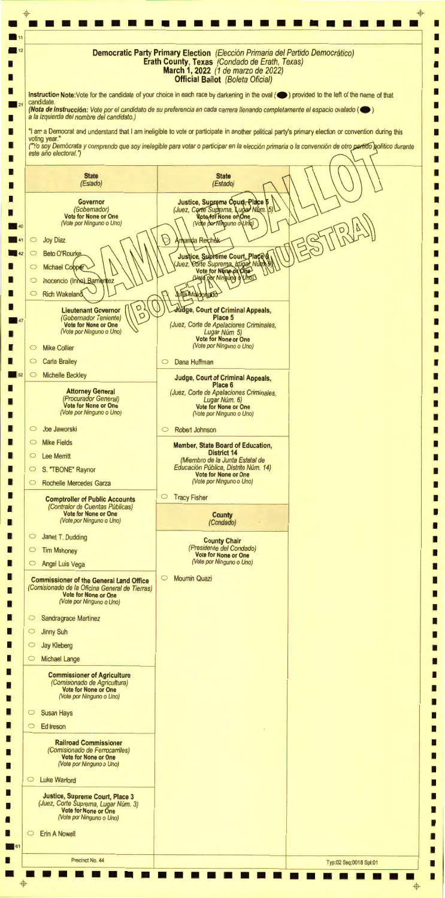# Democratic Party Primary Election *(Elección Primaria del Partido Demócratico)*
## Erath County, Texas *(Condado de Erath, Texas)*
## March 1, 2022 *(1 de marzo de 2022)*
## Official Ballot *(Boleta Oficial)*

SAMPLE BALLOT (BOLETA DE MUESTRA)

Instruction Note: Vote for the candidate of your choice in each race by darkening in the oval (⬬) provided to the left of the name of that candidate.
*(Nota de Instrucción: Vote por el candidato de su preferencia en cada carrera llenando completamente el espacio ovalado (⬬) a la izquierda del nombre del candidato.)*

"I am a Democrat and understand that I am ineligible to vote or participate in another political party's primary election or convention during this voting year."
*("Yo soy Demócrata y comprendo que soy inelegible para votar o participar en la elección primaria o la convención de otro partido político durante este año electoral.")*

### State *(Estado)*

**Governor**
*(Gobernador)*
**Vote for None or One**
*(Vote por Ninguno o Uno)*

- ○ Joy Diaz
- ○ Beto O'Rourke
- ○ Michael Cooper
- ○ Inocencio (Inno) Barrientez
- ○ Rich Wakeland

**Lieutenant Governor**
*(Gobernador Teniente)*
**Vote for None or One**
*(Vote por Ninguno o Uno)*

- ○ Mike Collier
- ○ Carla Brailey
- ○ Michelle Beckley

**Attorney General**
*(Procurador General)*
**Vote for None or One**
*(Vote por Ninguno o Uno)*

- ○ Joe Jaworski
- ○ Mike Fields
- ○ Lee Merritt
- ○ S. "TBONE" Raynor
- ○ Rochelle Mercedes Garza

**Comptroller of Public Accounts**
*(Contralor de Cuentas Públicas)*
**Vote for None or One**
*(Vote por Ninguno o Uno)*

- ○ Janet T. Dudding
- ○ Tim Mahoney
- ○ Angel Luis Vega

**Commissioner of the General Land Office**
*(Comisionado de la Oficina General de Tierras)*
**Vote for None or One**
*(Vote por Ninguno o Uno)*

- ○ Sandragrace Martinez
- ○ Jinny Suh
- ○ Jay Kleberg
- ○ Michael Lange

**Commissioner of Agriculture**
*(Comisionado de Agricultura)*
**Vote for None or One**
*(Vote por Ninguno o Uno)*

- ○ Susan Hays
- ○ Ed Ireson

**Railroad Commissioner**
*(Comisionado de Ferrocarriles)*
**Vote for None or One**
*(Vote por Ninguno o Uno)*

- ○ Luke Warford

**Justice, Supreme Court, Place 3**
*(Juez, Corte Suprema, Lugar Núm. 3)*
**Vote for None or One**
*(Vote por Ninguno o Uno)*

- ○ Erin A Nowell

### State *(Estado)*

**Justice, Supreme Court, Place 5**
*(Juez, Corte Suprema, Lugar Núm. 5)*
**Vote for None or One**
*(Vote por Ninguno o Uno)*

- ○ Amanda Reichek

**Justice, Supreme Court, Place 9**
*(Juez, Corte Suprema, Lugar Núm. 9)*
**Vote for None or One**
*(Vote por Ninguno o Uno)*

- ○ Julia Maldonado

**Judge, Court of Criminal Appeals, Place 5**
*(Juez, Corte de Apelaciones Criminales, Lugar Núm. 5)*
**Vote for None or One**
*(Vote por Ninguno o Uno)*

- ○ Dana Huffman

**Judge, Court of Criminal Appeals, Place 6**
*(Juez, Corte de Apelaciones Criminales, Lugar Núm. 6)*
**Vote for None or One**
*(Vote por Ninguno o Uno)*

- ○ Robert Johnson

**Member, State Board of Education, District 14**
*(Miembro de la Junta Estatal de Educación Pública, Distrito Núm. 14)*
**Vote for None or One**
*(Vote por Ninguno o Uno)*

- ○ Tracy Fisher

### County *(Condado)*

**County Chair**
*(Presidente del Condado)*
**Vote for None or One**
*(Vote por Ninguno o Uno)*

- ○ Moumin Quazi

Precinct No. 44

Typ:02 Seq:0018 Spl:01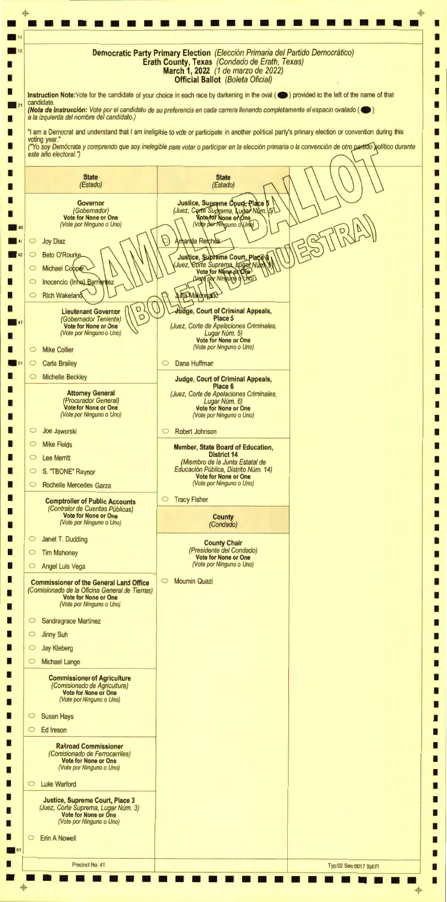# Democratic Party Primary Election *(Elección Primaria del Partido Democrático)*
## Erath County, Texas *(Condado de Erath, Texas)*
## March 1, 2022 *(1 de marzo de 2022)*
## Official Ballot *(Boleta Oficial)*

**Instruction Note:** Vote for the candidate of your choice in each race by darkening in the oval (⬬) provided to the left of the name of that candidate.
***(Nota de Instrucción:** Vote por el candidato de su preferencia en cada carrera llenando completamente el espacio ovalado (⬬) a la izquierda del nombre del candidato.)*

"I am a Democrat and understand that I am ineligible to vote or participate in another political party's primary election or convention during this voting year."
*("Yo soy Demócrata y comprendo que soy inelegible para votar o participar en la elección primaria o la convención de otro partido político durante este año electoral.")*

SAMPLE BALLOT (BOLETA DE MUESTRA)

### State *(Estado)*

**Governor**
*(Gobernador)*
**Vote for None or One**
*(Vote por Ninguno o Uno)*

- ◯ Joy Diaz
- ◯ Beto O'Rourke
- ◯ Michael Cooper
- ◯ Inocencio (Inno) Barrientez
- ◯ Rich Wakeland

**Lieutenant Governor**
*(Gobernador Teniente)*
**Vote for None or One**
*(Vote por Ninguno o Uno)*

- ◯ Mike Collier
- ◯ Carla Brailey
- ◯ Michelle Beckley

**Attorney General**
*(Procurador General)*
**Vote for None or One**
*(Vote por Ninguno o Uno)*

- ◯ Joe Jaworski
- ◯ Mike Fields
- ◯ Lee Merritt
- ◯ S. "TBONE" Raynor
- ◯ Rochelle Mercedes Garza

**Comptroller of Public Accounts**
*(Contralor de Cuentas Públicas)*
**Vote for None or One**
*(Vote por Ninguno o Uno)*

- ◯ Janet T. Dudding
- ◯ Tim Mahoney
- ◯ Angel Luis Vega

**Commissioner of the General Land Office**
*(Comisionado de la Oficina General de Tierras)*
**Vote for None or One**
*(Vote por Ninguno o Uno)*

- ◯ Sandragrace Martinez
- ◯ Jinny Suh
- ◯ Jay Kleberg
- ◯ Michael Lange

**Commissioner of Agriculture**
*(Comisionado de Agricultura)*
**Vote for None or One**
*(Vote por Ninguno o Uno)*

- ◯ Susan Hays
- ◯ Ed Ireson

**Railroad Commissioner**
*(Comisionado de Ferrocarriles)*
**Vote for None or One**
*(Vote por Ninguno o Uno)*

- ◯ Luke Warford

**Justice, Supreme Court, Place 3**
*(Juez, Corte Suprema, Lugar Núm. 3)*
**Vote for None or One**
*(Vote por Ninguno o Uno)*

- ◯ Erin A Nowell

### State *(Estado)*

**Justice, Supreme Court, Place 5**
*(Juez, Corte Suprema, Lugar Núm. 5)*
**Vote for None or One**
*(Vote por Ninguno o Uno)*

- ◯ Amanda Reichek

**Justice, Supreme Court, Place 9**
*(Juez, Corte Suprema, Lugar Núm. 9)*
**Vote for None or One**
*(Vote por Ninguno o Uno)*

- ◯ Julia Maldonado

**Judge, Court of Criminal Appeals, Place 5**
*(Juez, Corte de Apelaciones Criminales, Lugar Núm. 5)*
**Vote for None or One**
*(Vote por Ninguno o Uno)*

- ◯ Dana Huffman

**Judge, Court of Criminal Appeals, Place 6**
*(Juez, Corte de Apelaciones Criminales, Lugar Núm. 6)*
**Vote for None or One**
*(Vote por Ninguno o Uno)*

- ◯ Robert Johnson

**Member, State Board of Education, District 14**
*(Miembro de la Junta Estatal de Educación Pública, Distrito Núm. 14)*
**Vote for None or One**
*(Vote por Ninguno o Uno)*

- ◯ Tracy Fisher

### County *(Condado)*

**County Chair**
*(Presidente del Condado)*
**Vote for None or One**
*(Vote por Ninguno o Uno)*

- ◯ Moumin Quazi

Precinct No. 41

Typ:02 Seq:0017 Spl:01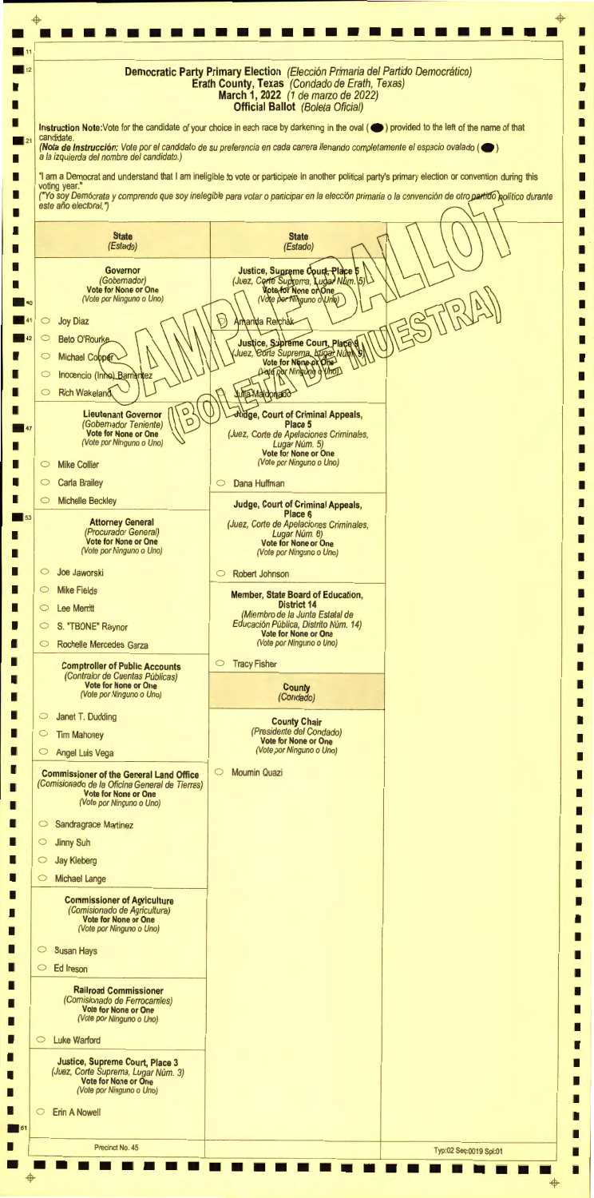# Democratic Party Primary Election *(Elección Primaria del Partido Democrático)*
## Erath County, Texas *(Condado de Erath, Texas)*
## March 1, 2022 *(1 de marzo de 2022)*
## Official Ballot *(Boleta Oficial)*

Instruction Note: Vote for the candidate of your choice in each race by darkening in the oval (⬬) provided to the left of the name of that candidate.
*(Nota de Instrucción: Vote por el candidato de su preferencia en cada carrera llenando completamente el espacio ovalado (⬬) a la izquierda del nombre del candidato.)*

"I am a Democrat and understand that I am ineligible to vote or participate in another political party's primary election or convention during this voting year."
*("Yo soy Demócrata y comprendo que soy inelegible para votar o participar en la elección primaria o la convención de otro partido político durante este año electoral.")*

SAMPLE BALLOT (BOLETA DE MUESTRA)

### State *(Estado)*

**Governor**
*(Gobernador)*
**Vote for None or One**
*(Vote por Ninguno o Uno)*

- ○ Joy Diaz
- ○ Beto O'Rourke
- ○ Michael Cooper
- ○ Inocencio (Inno) Barrientez
- ○ Rich Wakeland

**Lieutenant Governor**
*(Gobernador Teniente)*
**Vote for None or One**
*(Vote por Ninguno o Uno)*

- ○ Mike Collier
- ○ Carla Brailey
- ○ Michelle Beckley

**Attorney General**
*(Procurador General)*
**Vote for None or One**
*(Vote por Ninguno o Uno)*

- ○ Joe Jaworski
- ○ Mike Fields
- ○ Lee Merritt
- ○ S. "TBONE" Raynor
- ○ Rochelle Mercedes Garza

**Comptroller of Public Accounts**
*(Contralor de Cuentas Públicas)*
**Vote for None or One**
*(Vote por Ninguno o Uno)*

- ○ Janet T. Dudding
- ○ Tim Mahoney
- ○ Angel Luis Vega

**Commissioner of the General Land Office**
*(Comisionado de la Oficina General de Tierras)*
**Vote for None or One**
*(Vote por Ninguno o Uno)*

- ○ Sandragrace Martinez
- ○ Jinny Suh
- ○ Jay Kleberg
- ○ Michael Lange

**Commissioner of Agriculture**
*(Comisionado de Agricultura)*
**Vote for None or One**
*(Vote por Ninguno o Uno)*

- ○ Susan Hays
- ○ Ed Ireson

**Railroad Commissioner**
*(Comisionado de Ferrocarriles)*
**Vote for None or One**
*(Vote por Ninguno o Uno)*

- ○ Luke Warford

**Justice, Supreme Court, Place 3**
*(Juez, Corte Suprema, Lugar Núm. 3)*
**Vote for None or One**
*(Vote por Ninguno o Uno)*

- ○ Erin A Nowell

### State *(Estado)*

**Justice, Supreme Court, Place 5**
*(Juez, Corte Suprema, Lugar Núm. 5)*
**Vote for None or One**
*(Vote por Ninguno o Uno)*

- ○ Amanda Reichek

**Justice, Supreme Court, Place 9**
*(Juez, Corte Suprema, Lugar Núm. 9)*
**Vote for None or One**
*(Vote por Ninguno o Uno)*

- ○ Julia Maldonado

**Judge, Court of Criminal Appeals, Place 5**
*(Juez, Corte de Apelaciones Criminales, Lugar Núm. 5)*
**Vote for None or One**
*(Vote por Ninguno o Uno)*

- ○ Dana Huffman

**Judge, Court of Criminal Appeals, Place 6**
*(Juez, Corte de Apelaciones Criminales, Lugar Núm. 6)*
**Vote for None or One**
*(Vote por Ninguno o Uno)*

- ○ Robert Johnson

**Member, State Board of Education, District 14**
*(Miembro de la Junta Estatal de Educación Pública, Distrito Núm. 14)*
**Vote for None or One**
*(Vote por Ninguno o Uno)*

- ○ Tracy Fisher

### County *(Condado)*

**County Chair**
*(Presidente del Condado)*
**Vote for None or One**
*(Vote por Ninguno o Uno)*

- ○ Moumin Quazi

Precinct No. 45

Typ:02 Seq:0019 Spl:01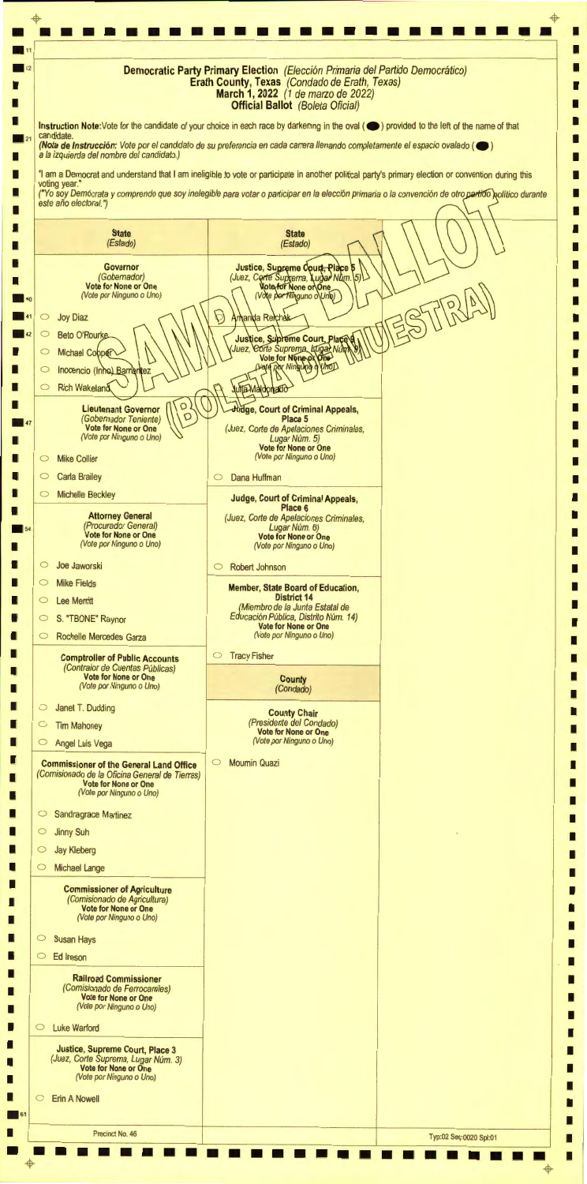# Democratic Party Primary Election *(Elección Primaria del Partido Democrático)*

**Erath County, Texas** *(Condado de Erath, Texas)*

**March 1, 2022** *(1 de marzo de 2022)*

**Official Ballot** *(Boleta Oficial)*

**Instruction Note:** Vote for the candidate of your choice in each race by darkening in the oval (⬤) provided to the left of the name of that candidate.

*(Nota de Instrucción: Vote por el candidato de su preferencia en cada carrera llenando completamente el espacio ovalado (⬤) a la izquierda del nombre del candidato.)*

"I am a Democrat and understand that I am ineligible to vote or participate in another political party's primary election or convention during this voting year."

*("Yo soy Demócrata y comprendo que soy inelegible para votar o participar en la elección primaria o la convención de otro partido político durante este año electoral.")*

SAMPLE BALLOT (BOLETA DE MUESTRA)

## State *(Estado)*

### Governor
*(Gobernador)*
**Vote for None or One**
*(Vote por Ninguno o Uno)*

- ○ Joy Diaz
- ○ Beto O'Rourke
- ○ Michael Cooper
- ○ Inocencio (Inno) Barrientez
- ○ Rich Wakeland

### Lieutenant Governor
*(Gobernador Teniente)*
**Vote for None or One**
*(Vote por Ninguno o Uno)*

- ○ Mike Collier
- ○ Carla Brailey
- ○ Michelle Beckley

### Attorney General
*(Procurador General)*
**Vote for None or One**
*(Vote por Ninguno o Uno)*

- ○ Joe Jaworski
- ○ Mike Fields
- ○ Lee Merritt
- ○ S. "TBONE" Raynor
- ○ Rochelle Mercedes Garza

### Comptroller of Public Accounts
*(Contralor de Cuentas Públicas)*
**Vote for None or One**
*(Vote por Ninguno o Uno)*

- ○ Janet T. Dudding
- ○ Tim Mahoney
- ○ Angel Luis Vega

### Commissioner of the General Land Office
*(Comisionado de la Oficina General de Tierras)*
**Vote for None or One**
*(Vote por Ninguno o Uno)*

- ○ Sandragrace Martinez
- ○ Jinny Suh
- ○ Jay Kleberg
- ○ Michael Lange

### Commissioner of Agriculture
*(Comisionado de Agricultura)*
**Vote for None or One**
*(Vote por Ninguno o Uno)*

- ○ Susan Hays
- ○ Ed Ireson

### Railroad Commissioner
*(Comisionado de Ferrocarriles)*
**Vote for None or One**
*(Vote por Ninguno o Uno)*

- ○ Luke Warford

### Justice, Supreme Court, Place 3
*(Juez, Corte Suprema, Lugar Núm. 3)*
**Vote for None or One**
*(Vote por Ninguno o Uno)*

- ○ Erin A Nowell

## State *(Estado)*

### Justice, Supreme Court, Place 5
*(Juez, Corte Suprema, Lugar Núm. 5)*
**Vote for None or One**
*(Vote por Ninguno o Uno)*

- ○ Amanda Reichek

### Justice, Supreme Court, Place 9
*(Juez, Corte Suprema, Lugar Núm. 9)*
**Vote for None or One**
*(Vote por Ninguno o Uno)*

- ○ Julia Maldonado

### Judge, Court of Criminal Appeals, Place 5
*(Juez, Corte de Apelaciones Criminales, Lugar Núm. 5)*
**Vote for None or One**
*(Vote por Ninguno o Uno)*

- ○ Dana Huffman

### Judge, Court of Criminal Appeals, Place 6
*(Juez, Corte de Apelaciones Criminales, Lugar Núm. 6)*
**Vote for None or One**
*(Vote por Ninguno o Uno)*

- ○ Robert Johnson

### Member, State Board of Education, District 14
*(Miembro de la Junta Estatal de Educación Pública, Distrito Núm. 14)*
**Vote for None or One**
*(Vote por Ninguno o Uno)*

- ○ Tracy Fisher

## County *(Condado)*

### County Chair
*(Presidente del Condado)*
**Vote for None or One**
*(Vote por Ninguno o Uno)*

- ○ Moumin Quazi

Precinct No. 46

Typ:02 Seq:0020 Spl:01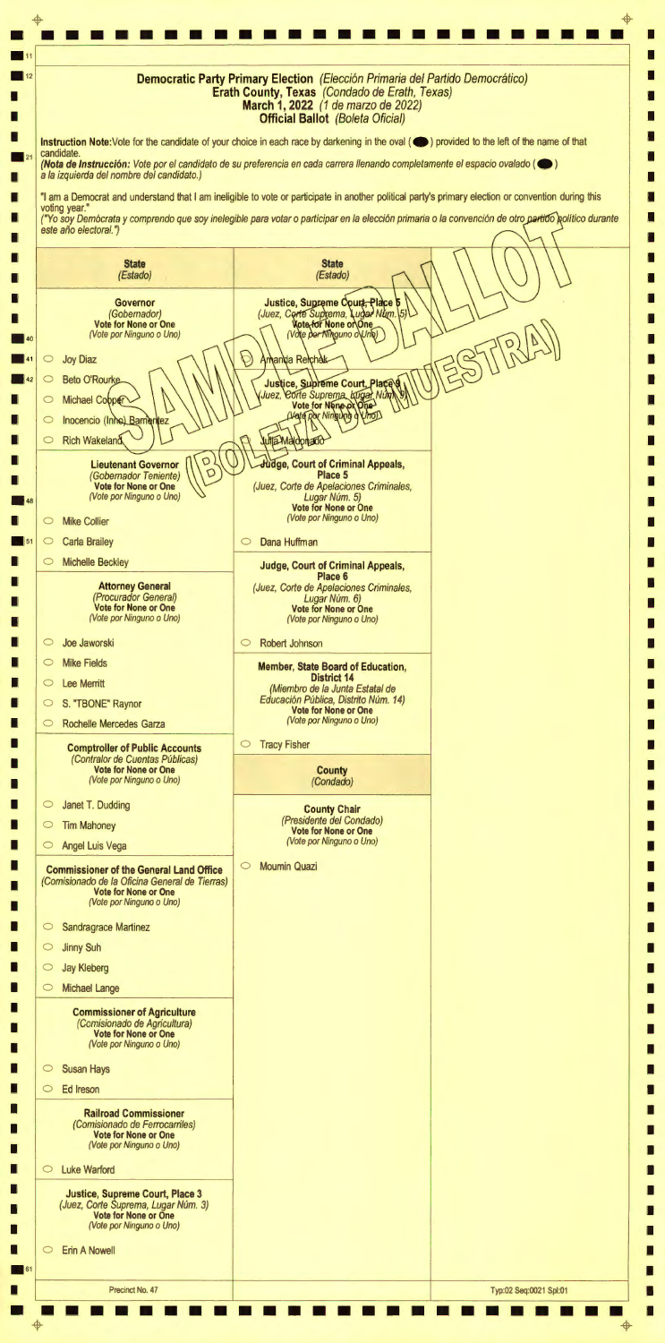## Democratic Party Primary Election *(Elección Primaria del Partido Democrático)*
## Erath County, Texas *(Condado de Erath, Texas)*
## March 1, 2022 *(1 de marzo de 2022)*
## Official Ballot *(Boleta Oficial)*

**Instruction Note:** Vote for the candidate of your choice in each race by darkening in the oval (⬬) provided to the left of the name of that candidate.
***(Nota de Instrucción:** Vote por el candidato de su preferencia en cada carrera llenando completamente el espacio ovalado (⬬) a la izquierda del nombre del candidato.)*

"I am a Democrat and understand that I am ineligible to vote or participate in another political party's primary election or convention during this voting year."
*("Yo soy Demócrata y comprendo que soy inelegible para votar o participar en la elección primaria o la convención de otro partido político durante este año electoral.")*

SAMPLE BALLOT (BOLETA DE MUESTRA)

### State *(Estado)*

**Governor**
*(Gobernador)*
**Vote for None or One**
*(Vote por Ninguno o Uno)*

- ○ Joy Diaz
- ○ Beto O'Rourke
- ○ Michael Cooper
- ○ Inocencio (Inno) Barrientez
- ○ Rich Wakeland

**Lieutenant Governor**
*(Gobernador Teniente)*
**Vote for None or One**
*(Vote por Ninguno o Uno)*

- ○ Mike Collier
- ○ Carla Brailey
- ○ Michelle Beckley

**Attorney General**
*(Procurador General)*
**Vote for None or One**
*(Vote por Ninguno o Uno)*

- ○ Joe Jaworski
- ○ Mike Fields
- ○ Lee Merritt
- ○ S. "TBONE" Raynor
- ○ Rochelle Mercedes Garza

**Comptroller of Public Accounts**
*(Contralor de Cuentas Públicas)*
**Vote for None or One**
*(Vote por Ninguno o Uno)*

- ○ Janet T. Dudding
- ○ Tim Mahoney
- ○ Angel Luis Vega

**Commissioner of the General Land Office**
*(Comisionado de la Oficina General de Tierras)*
**Vote for None or One**
*(Vote por Ninguno o Uno)*

- ○ Sandragrace Martinez
- ○ Jinny Suh
- ○ Jay Kleberg
- ○ Michael Lange

**Commissioner of Agriculture**
*(Comisionado de Agricultura)*
**Vote for None or One**
*(Vote por Ninguno o Uno)*

- ○ Susan Hays
- ○ Ed Ireson

**Railroad Commissioner**
*(Comisionado de Ferrocarriles)*
**Vote for None or One**
*(Vote por Ninguno o Uno)*

- ○ Luke Warford

**Justice, Supreme Court, Place 3**
*(Juez, Corte Suprema, Lugar Núm. 3)*
**Vote for None or One**
*(Vote por Ninguno o Uno)*

- ○ Erin A Nowell

### State *(Estado)*

**Justice, Supreme Court, Place 5**
*(Juez, Corte Suprema, Lugar Núm. 5)*
**Vote for None or One**
*(Vote por Ninguno o Uno)*

- ○ Amanda Reichek

**Justice, Supreme Court, Place 9**
*(Juez, Corte Suprema, Lugar Núm. 9)*
**Vote for None or One**
*(Vote por Ninguno o Uno)*

- ○ Julia Maldonado

**Judge, Court of Criminal Appeals, Place 5**
*(Juez, Corte de Apelaciones Criminales, Lugar Núm. 5)*
**Vote for None or One**
*(Vote por Ninguno o Uno)*

- ○ Dana Huffman

**Judge, Court of Criminal Appeals, Place 6**
*(Juez, Corte de Apelaciones Criminales, Lugar Núm. 6)*
**Vote for None or One**
*(Vote por Ninguno o Uno)*

- ○ Robert Johnson

**Member, State Board of Education, District 14**
*(Miembro de la Junta Estatal de Educación Pública, Distrito Núm. 14)*
**Vote for None or One**
*(Vote por Ninguno o Uno)*

- ○ Tracy Fisher

### County *(Condado)*

**County Chair**
*(Presidente del Condado)*
**Vote for None or One**
*(Vote por Ninguno o Uno)*

- ○ Moumin Quazi

Precinct No. 47

Typ:02 Seq:0021 Spl:01